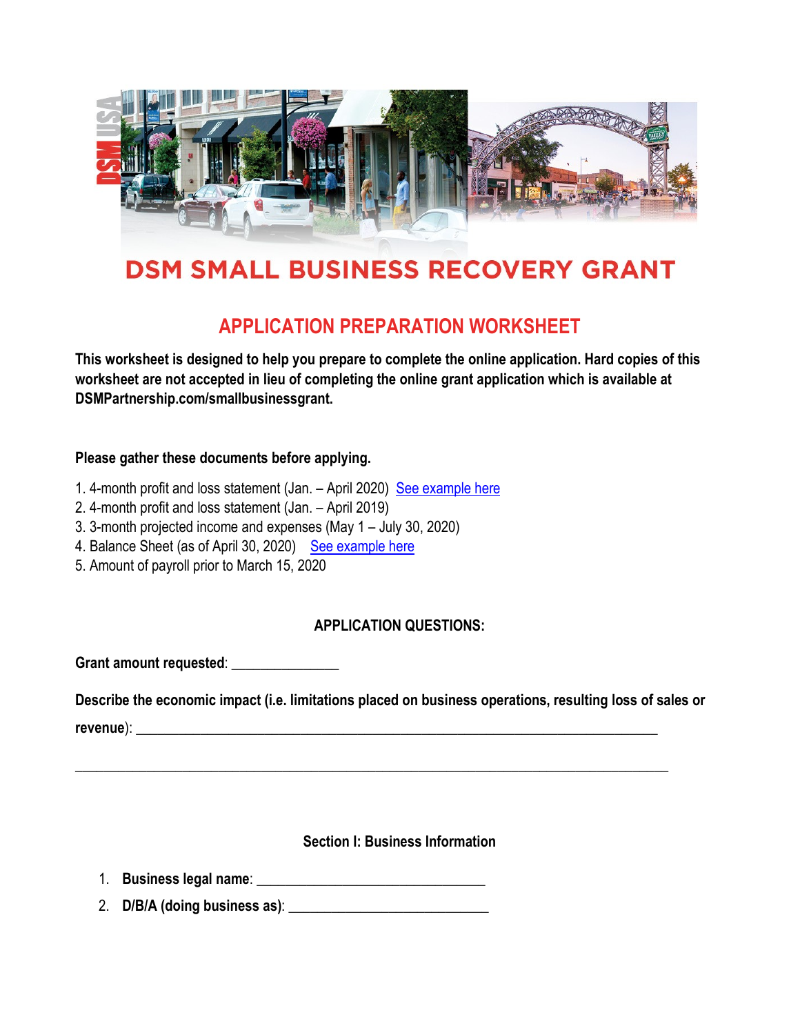# DSM SMALL BUSINESS RECOVERY GRANT

## APPLICATION PREPARATION WORKSHEET

**This worksheet is designed to help you prepare to complete the online application. Hard copies of this worksheet are not accepted in lieu of completing the online grant application which is available at DSMPartnership.com/smallbusinessgrant.**

**Please gather these documents before applying.**

1. 4-month profit and loss statement (Jan. – April 2020) See example here
2. 4-month profit and loss statement (Jan. – April 2019)
3. 3-month projected income and expenses (May 1 – July 30, 2020)
4. Balance Sheet (as of April 30, 2020) See example here
5. Amount of payroll prior to March 15, 2020

**APPLICATION QUESTIONS:**

**Grant amount requested**: _______________

**Describe the economic impact (i.e. limitations placed on business operations, resulting loss of sales or revenue)**: ___________________________________________________________________________

___________________________________________________________________________________

**Section I: Business Information**

1. **Business legal name**: ________________________________
2. **D/B/A (doing business as)**: ____________________________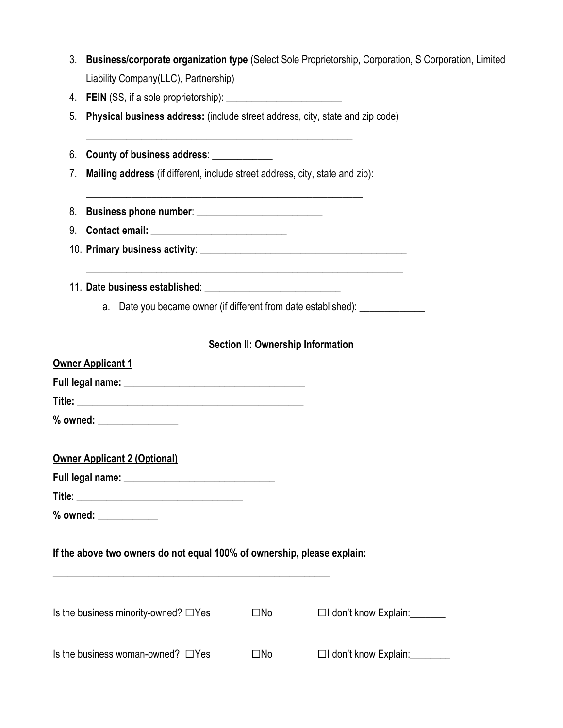3. **Business/corporate organization type** (Select Sole Proprietorship, Corporation, S Corporation, Limited Liability Company(LLC), Partnership)
4. **FEIN** (SS, if a sole proprietorship): _______________________
5. **Physical business address:** (include street address, city, state and zip code)

   _______________________________________________________

6. **County of business address**: ____________
7. **Mailing address** (if different, include street address, city, state and zip):

   _________________________________________________________

8. **Business phone number**: _________________________
9. **Contact email:** ___________________________
10. **Primary business activity**: __________________________________________

    _________________________________________________________________

11. **Date business established**: ___________________________
    a. Date you became owner (if different from date established): _____________

## Section II: Ownership Information

<u>**Owner Applicant 1**</u>

**Full legal name:** _____________________________________

**Title:** ______________________________________________

**% owned:** ________________

<u>**Owner Applicant 2 (Optional)**</u>

**Full legal name:** ______________________________

**Title**: _________________________________

**% owned:** ____________

**If the above two owners do not equal 100% of ownership, please explain:**

_________________________________________________________

Is the business minority-owned? ☐Yes ☐No ☐I don't know Explain:_______

Is the business woman-owned? ☐Yes ☐No ☐I don't know Explain:________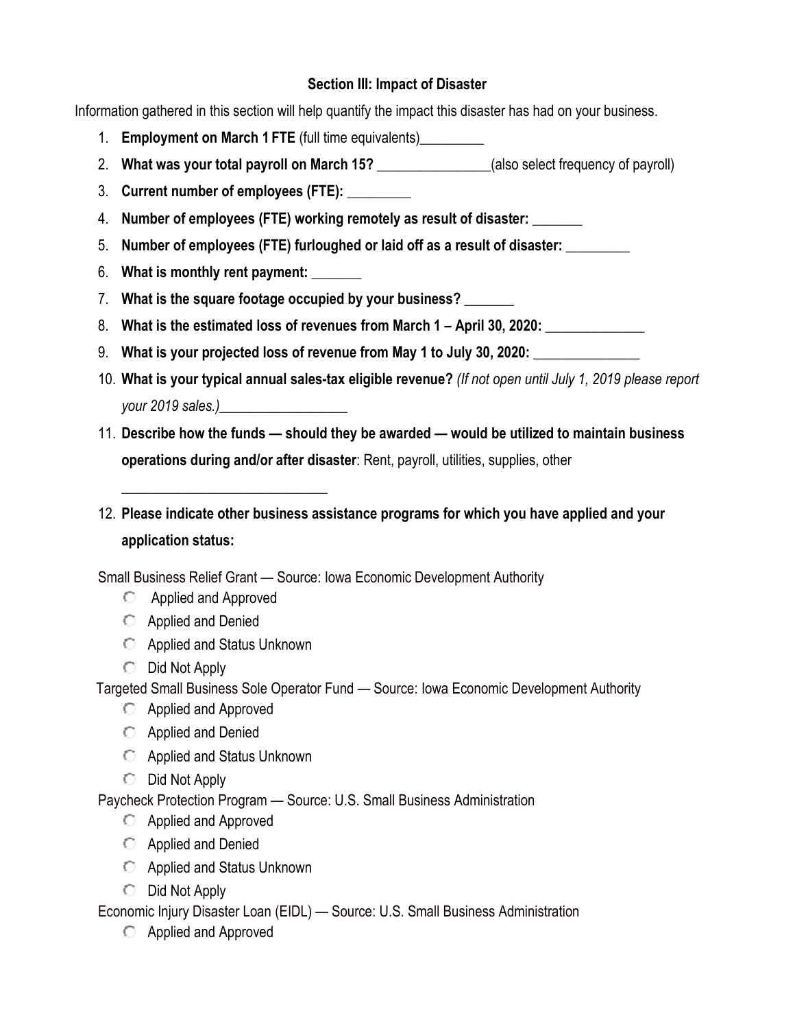## Section III: Impact of Disaster

Information gathered in this section will help quantify the impact this disaster has had on your business.

1. **Employment on March 1 FTE** (full time equivalents)_________
2. **What was your total payroll on March 15?** ________________(also select frequency of payroll)
3. **Current number of employees (FTE):** _________
4. **Number of employees (FTE) working remotely as result of disaster:** _______
5. **Number of employees (FTE) furloughed or laid off as a result of disaster:** _________
6. **What is monthly rent payment:** _______
7. **What is the square footage occupied by your business?** _______
8. **What is the estimated loss of revenues from March 1 – April 30, 2020:** ______________
9. **What is your projected loss of revenue from May 1 to July 30, 2020:** _______________
10. **What is your typical annual sales-tax eligible revenue?** *(If not open until July 1, 2019 please report your 2019 sales.)*__________________
11. **Describe how the funds — should they be awarded — would be utilized to maintain business operations during and/or after disaster**: Rent, payroll, utilities, supplies, other

    _____________________________
12. **Please indicate other business assistance programs for which you have applied and your application status:**

Small Business Relief Grant — Source: Iowa Economic Development Authority

- ○ Applied and Approved
- ○ Applied and Denied
- ○ Applied and Status Unknown
- ○ Did Not Apply

Targeted Small Business Sole Operator Fund — Source: Iowa Economic Development Authority

- ○ Applied and Approved
- ○ Applied and Denied
- ○ Applied and Status Unknown
- ○ Did Not Apply

Paycheck Protection Program — Source: U.S. Small Business Administration

- ○ Applied and Approved
- ○ Applied and Denied
- ○ Applied and Status Unknown
- ○ Did Not Apply

Economic Injury Disaster Loan (EIDL) — Source: U.S. Small Business Administration

- ○ Applied and Approved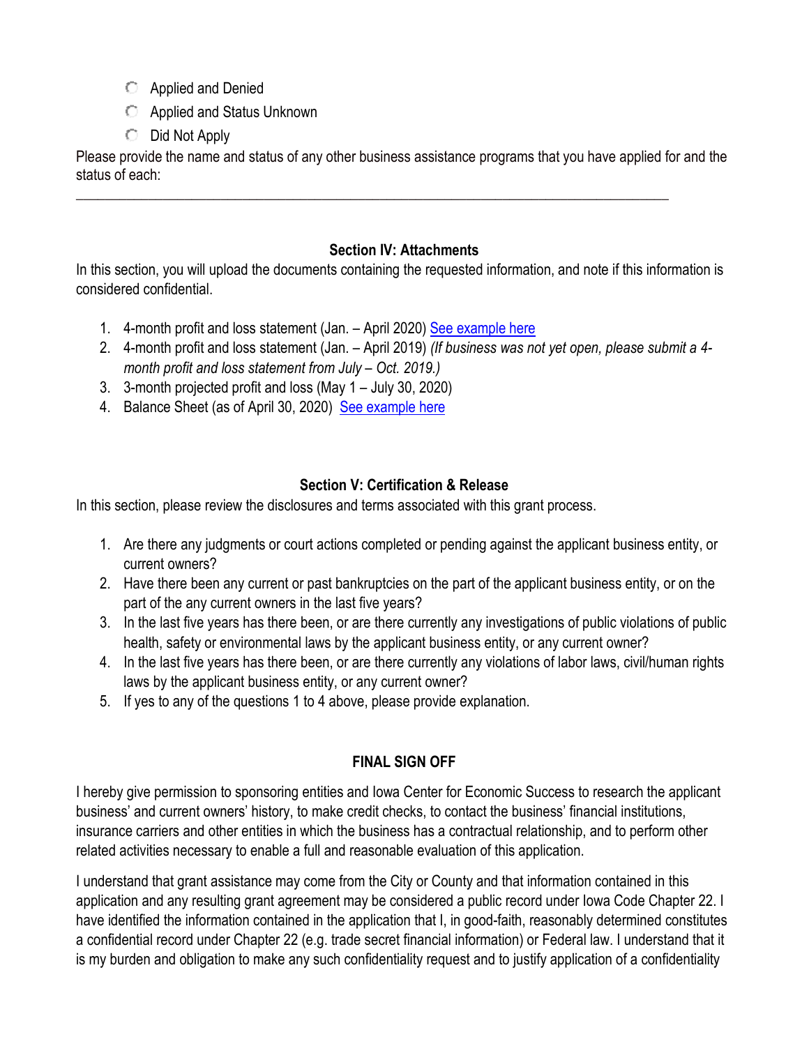- ○ Applied and Denied
- ○ Applied and Status Unknown
- ○ Did Not Apply

Please provide the name and status of any other business assistance programs that you have applied for and the status of each:

___________________________________________________________________________

### Section IV: Attachments

In this section, you will upload the documents containing the requested information, and note if this information is considered confidential.

1. 4-month profit and loss statement (Jan. – April 2020) [See example here]
2. 4-month profit and loss statement (Jan. – April 2019) *(If business was not yet open, please submit a 4-month profit and loss statement from July – Oct. 2019.)*
3. 3-month projected profit and loss (May 1 – July 30, 2020)
4. Balance Sheet (as of April 30, 2020) [See example here]

### Section V: Certification & Release

In this section, please review the disclosures and terms associated with this grant process.

1. Are there any judgments or court actions completed or pending against the applicant business entity, or current owners?
2. Have there been any current or past bankruptcies on the part of the applicant business entity, or on the part of the any current owners in the last five years?
3. In the last five years has there been, or are there currently any investigations of public violations of public health, safety or environmental laws by the applicant business entity, or any current owner?
4. In the last five years has there been, or are there currently any violations of labor laws, civil/human rights laws by the applicant business entity, or any current owner?
5. If yes to any of the questions 1 to 4 above, please provide explanation.

### FINAL SIGN OFF

I hereby give permission to sponsoring entities and Iowa Center for Economic Success to research the applicant business' and current owners' history, to make credit checks, to contact the business' financial institutions, insurance carriers and other entities in which the business has a contractual relationship, and to perform other related activities necessary to enable a full and reasonable evaluation of this application.

I understand that grant assistance may come from the City or County and that information contained in this application and any resulting grant agreement may be considered a public record under Iowa Code Chapter 22. I have identified the information contained in the application that I, in good-faith, reasonably determined constitutes a confidential record under Chapter 22 (e.g. trade secret financial information) or Federal law. I understand that it is my burden and obligation to make any such confidentiality request and to justify application of a confidentiality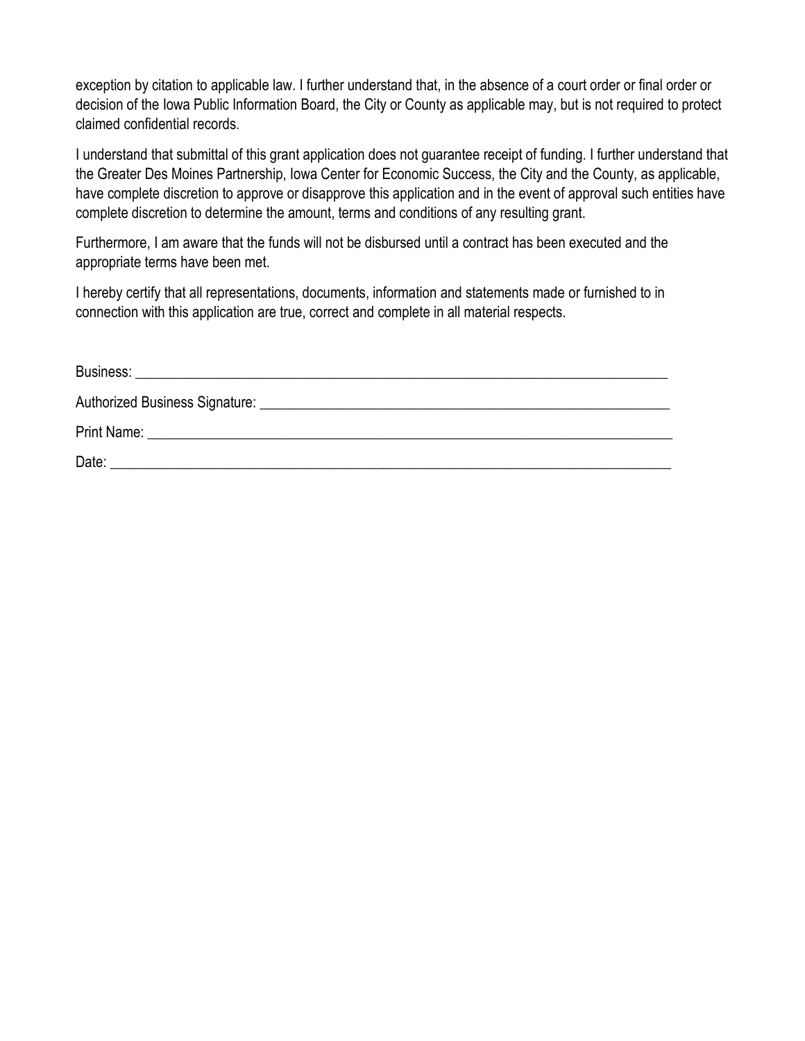exception by citation to applicable law. I further understand that, in the absence of a court order or final order or decision of the Iowa Public Information Board, the City or County as applicable may, but is not required to protect claimed confidential records.

I understand that submittal of this grant application does not guarantee receipt of funding. I further understand that the Greater Des Moines Partnership, Iowa Center for Economic Success, the City and the County, as applicable, have complete discretion to approve or disapprove this application and in the event of approval such entities have complete discretion to determine the amount, terms and conditions of any resulting grant.

Furthermore, I am aware that the funds will not be disbursed until a contract has been executed and the appropriate terms have been met.

I hereby certify that all representations, documents, information and statements made or furnished to in connection with this application are true, correct and complete in all material respects.

Business: ______________________________________________________________________________

Authorized Business Signature: ___________________________________________________________

Print Name: ____________________________________________________________________________

Date: _________________________________________________________________________________